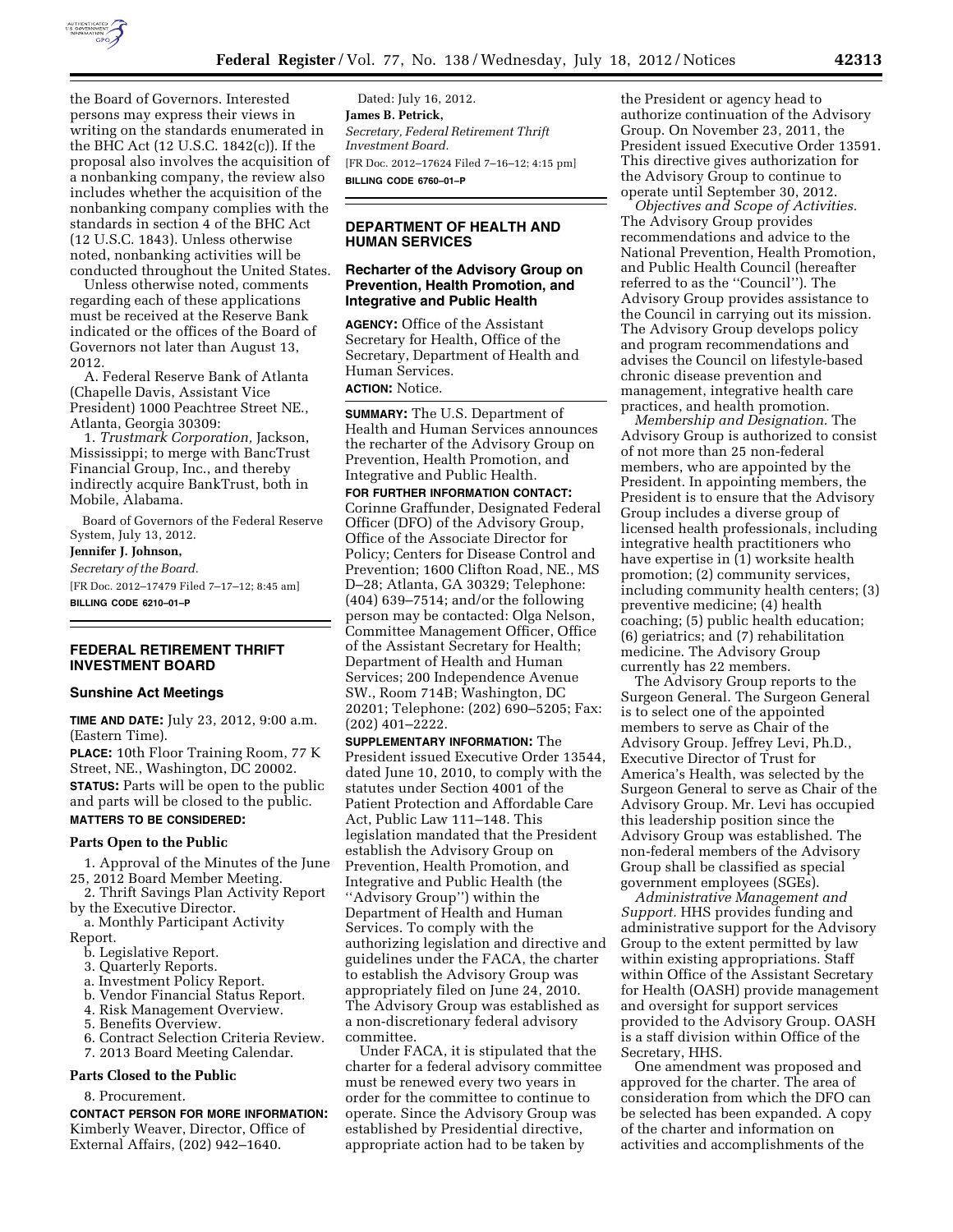the Board of Governors. Interested persons may express their views in writing on the standards enumerated in the BHC Act (12 U.S.C. 1842(c)). If the proposal also involves the acquisition of a nonbanking company, the review also includes whether the acquisition of the nonbanking company complies with the standards in section 4 of the BHC Act (12 U.S.C. 1843). Unless otherwise noted, nonbanking activities will be conducted throughout the United States.

Unless otherwise noted, comments regarding each of these applications must be received at the Reserve Bank indicated or the offices of the Board of Governors not later than August 13, 2012.

A. Federal Reserve Bank of Atlanta (Chapelle Davis, Assistant Vice President) 1000 Peachtree Street NE., Atlanta, Georgia 30309:

1. *Trustmark Corporation,* Jackson, Mississippi; to merge with BancTrust Financial Group, Inc., and thereby indirectly acquire BankTrust, both in Mobile, Alabama.

Board of Governors of the Federal Reserve System, July 13, 2012.

**Jennifer J. Johnson,**

*Secretary of the Board.*

[FR Doc. 2012–17479 Filed 7–17–12; 8:45 am]

**BILLING CODE 6210–01–P**

## FEDERAL RETIREMENT THRIFT INVESTMENT BOARD

### Sunshine Act Meetings

**TIME AND DATE:** July 23, 2012, 9:00 a.m. (Eastern Time).

**PLACE:** 10th Floor Training Room, 77 K Street, NE., Washington, DC 20002.

**STATUS:** Parts will be open to the public and parts will be closed to the public.

**MATTERS TO BE CONSIDERED:**

#### Parts Open to the Public

1. Approval of the Minutes of the June 25, 2012 Board Member Meeting.
2. Thrift Savings Plan Activity Report by the Executive Director.
   a. Monthly Participant Activity Report.
   b. Legislative Report.
3. Quarterly Reports.
   a. Investment Policy Report.
   b. Vendor Financial Status Report.
4. Risk Management Overview.
5. Benefits Overview.
6. Contract Selection Criteria Review.
7. 2013 Board Meeting Calendar.

#### Parts Closed to the Public

8. Procurement.

**CONTACT PERSON FOR MORE INFORMATION:** Kimberly Weaver, Director, Office of External Affairs, (202) 942–1640.

Dated: July 16, 2012.

**James B. Petrick,**

*Secretary, Federal Retirement Thrift Investment Board.*

[FR Doc. 2012–17624 Filed 7–16–12; 4:15 pm]

**BILLING CODE 6760–01–P**

## DEPARTMENT OF HEALTH AND HUMAN SERVICES

### Recharter of the Advisory Group on Prevention, Health Promotion, and Integrative and Public Health

**AGENCY:** Office of the Assistant Secretary for Health, Office of the Secretary, Department of Health and Human Services.

**ACTION:** Notice.

**SUMMARY:** The U.S. Department of Health and Human Services announces the recharter of the Advisory Group on Prevention, Health Promotion, and Integrative and Public Health.

**FOR FURTHER INFORMATION CONTACT:** Corinne Graffunder, Designated Federal Officer (DFO) of the Advisory Group, Office of the Associate Director for Policy; Centers for Disease Control and Prevention; 1600 Clifton Road, NE., MS D–28; Atlanta, GA 30329; Telephone: (404) 639–7514; and/or the following person may be contacted: Olga Nelson, Committee Management Officer, Office of the Assistant Secretary for Health; Department of Health and Human Services; 200 Independence Avenue SW., Room 714B; Washington, DC 20201; Telephone: (202) 690–5205; Fax: (202) 401–2222.

**SUPPLEMENTARY INFORMATION:** The President issued Executive Order 13544, dated June 10, 2010, to comply with the statutes under Section 4001 of the Patient Protection and Affordable Care Act, Public Law 111–148. This legislation mandated that the President establish the Advisory Group on Prevention, Health Promotion, and Integrative and Public Health (the "Advisory Group") within the Department of Health and Human Services. To comply with the authorizing legislation and directive and guidelines under the FACA, the charter to establish the Advisory Group was appropriately filed on June 24, 2010. The Advisory Group was established as a non-discretionary federal advisory committee.

Under FACA, it is stipulated that the charter for a federal advisory committee must be renewed every two years in order for the committee to continue to operate. Since the Advisory Group was established by Presidential directive, appropriate action had to be taken by the President or agency head to authorize continuation of the Advisory Group. On November 23, 2011, the President issued Executive Order 13591. This directive gives authorization for the Advisory Group to continue to operate until September 30, 2012.

*Objectives and Scope of Activities.* The Advisory Group provides recommendations and advice to the National Prevention, Health Promotion, and Public Health Council (hereafter referred to as the "Council"). The Advisory Group provides assistance to the Council in carrying out its mission. The Advisory Group develops policy and program recommendations and advises the Council on lifestyle-based chronic disease prevention and management, integrative health care practices, and health promotion.

*Membership and Designation.* The Advisory Group is authorized to consist of not more than 25 non-federal members, who are appointed by the President. In appointing members, the President is to ensure that the Advisory Group includes a diverse group of licensed health professionals, including integrative health practitioners who have expertise in (1) worksite health promotion; (2) community services, including community health centers; (3) preventive medicine; (4) health coaching; (5) public health education; (6) geriatrics; and (7) rehabilitation medicine. The Advisory Group currently has 22 members.

The Advisory Group reports to the Surgeon General. The Surgeon General is to select one of the appointed members to serve as Chair of the Advisory Group. Jeffrey Levi, Ph.D., Executive Director of Trust for America's Health, was selected by the Surgeon General to serve as Chair of the Advisory Group. Mr. Levi has occupied this leadership position since the Advisory Group was established. The non-federal members of the Advisory Group shall be classified as special government employees (SGEs).

*Administrative Management and Support.* HHS provides funding and administrative support for the Advisory Group to the extent permitted by law within existing appropriations. Staff within Office of the Assistant Secretary for Health (OASH) provide management and oversight for support services provided to the Advisory Group. OASH is a staff division within Office of the Secretary, HHS.

One amendment was proposed and approved for the charter. The area of consideration from which the DFO can be selected has been expanded. A copy of the charter and information on activities and accomplishments of the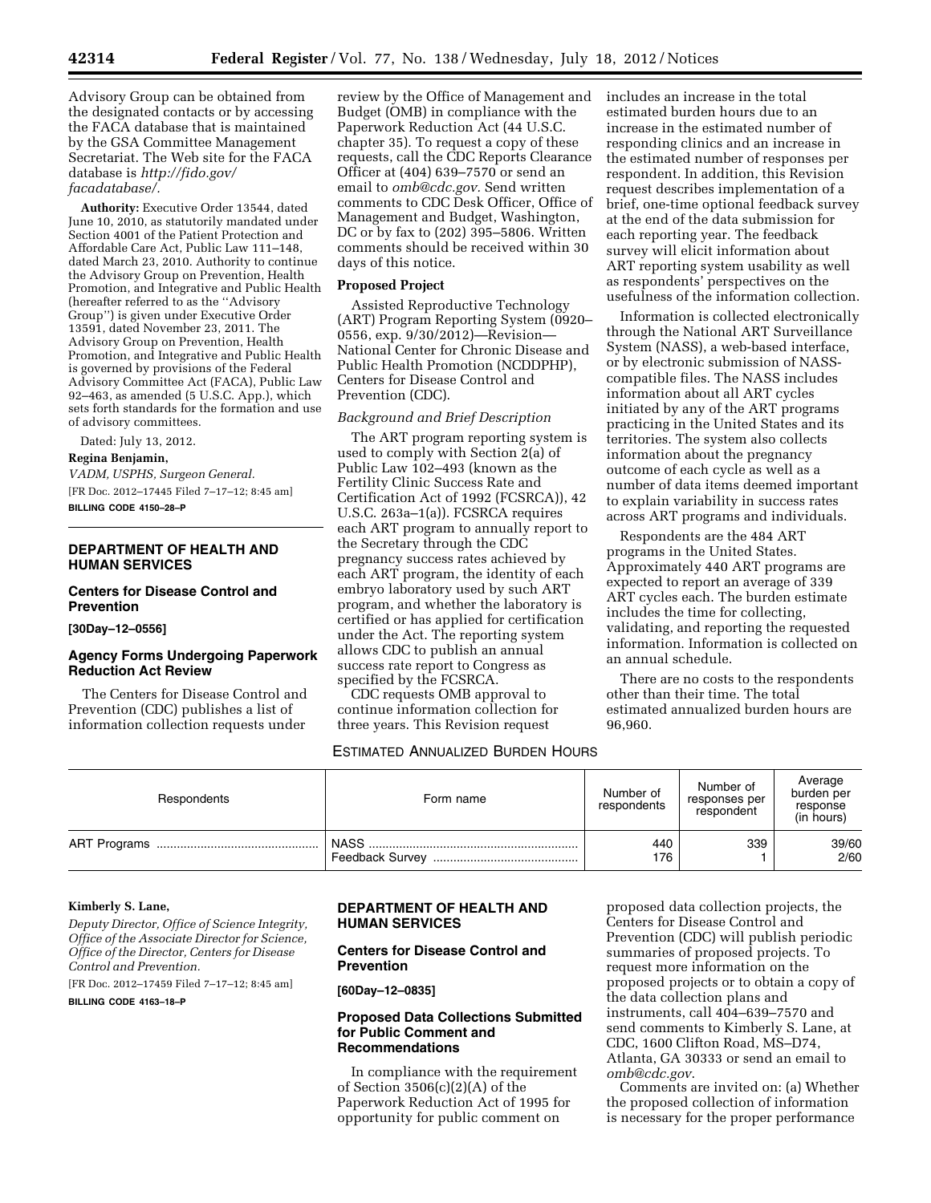Advisory Group can be obtained from the designated contacts or by accessing the FACA database that is maintained by the GSA Committee Management Secretariat. The Web site for the FACA database is *http://fido.gov/facadatabase/*.

**Authority:** Executive Order 13544, dated June 10, 2010, as statutorily mandated under Section 4001 of the Patient Protection and Affordable Care Act, Public Law 111–148, dated March 23, 2010. Authority to continue the Advisory Group on Prevention, Health Promotion, and Integrative and Public Health (hereafter referred to as the ''Advisory Group'') is given under Executive Order 13591, dated November 23, 2011. The Advisory Group on Prevention, Health Promotion, and Integrative and Public Health is governed by provisions of the Federal Advisory Committee Act (FACA), Public Law 92–463, as amended (5 U.S.C. App.), which sets forth standards for the formation and use of advisory committees.

Dated: July 13, 2012.

**Regina Benjamin,**

*VADM, USPHS, Surgeon General.*

[FR Doc. 2012–17445 Filed 7–17–12; 8:45 am]

**BILLING CODE 4150–28–P**

## DEPARTMENT OF HEALTH AND HUMAN SERVICES

### Centers for Disease Control and Prevention

**[30Day–12–0556]**

### Agency Forms Undergoing Paperwork Reduction Act Review

The Centers for Disease Control and Prevention (CDC) publishes a list of information collection requests under review by the Office of Management and Budget (OMB) in compliance with the Paperwork Reduction Act (44 U.S.C. chapter 35). To request a copy of these requests, call the CDC Reports Clearance Officer at (404) 639–7570 or send an email to *omb@cdc.gov*. Send written comments to CDC Desk Officer, Office of Management and Budget, Washington, DC or by fax to (202) 395–5806. Written comments should be received within 30 days of this notice.

**Proposed Project**

Assisted Reproductive Technology (ART) Program Reporting System (0920–0556, exp. 9/30/2012)—Revision—National Center for Chronic Disease and Public Health Promotion (NCDDPHP), Centers for Disease Control and Prevention (CDC).

*Background and Brief Description*

The ART program reporting system is used to comply with Section 2(a) of Public Law 102–493 (known as the Fertility Clinic Success Rate and Certification Act of 1992 (FCSRCA)), 42 U.S.C. 263a–1(a)). FCSRCA requires each ART program to annually report to the Secretary through the CDC pregnancy success rates achieved by each ART program, the identity of each embryo laboratory used by such ART program, and whether the laboratory is certified or has applied for certification under the Act. The reporting system allows CDC to publish an annual success rate report to Congress as specified by the FCSRCA.

CDC requests OMB approval to continue information collection for three years. This Revision request includes an increase in the total estimated burden hours due to an increase in the estimated number of responding clinics and an increase in the estimated number of responses per respondent. In addition, this Revision request describes implementation of a brief, one-time optional feedback survey at the end of the data submission for each reporting year. The feedback survey will elicit information about ART reporting system usability as well as respondents' perspectives on the usefulness of the information collection.

Information is collected electronically through the National ART Surveillance System (NASS), a web-based interface, or by electronic submission of NASS-compatible files. The NASS includes information about all ART cycles initiated by any of the ART programs practicing in the United States and its territories. The system also collects information about the pregnancy outcome of each cycle as well as a number of data items deemed important to explain variability in success rates across ART programs and individuals.

Respondents are the 484 ART programs in the United States. Approximately 440 ART programs are expected to report an average of 339 ART cycles each. The burden estimate includes the time for collecting, validating, and reporting the requested information. Information is collected on an annual schedule.

There are no costs to the respondents other than their time. The total estimated annualized burden hours are 96,960.

ESTIMATED ANNUALIZED BURDEN HOURS

| Respondents | Form name | Number of respondents | Number of responses per respondent | Average burden per response (in hours) |
|---|---|---|---|---|
| ART Programs | NASS | 440 | 339 | 39/60 |
| | Feedback Survey | 176 | 1 | 2/60 |

**Kimberly S. Lane,**

*Deputy Director, Office of Science Integrity, Office of the Associate Director for Science, Office of the Director, Centers for Disease Control and Prevention.*

[FR Doc. 2012–17459 Filed 7–17–12; 8:45 am]

**BILLING CODE 4163–18–P**

## DEPARTMENT OF HEALTH AND HUMAN SERVICES

### Centers for Disease Control and Prevention

**[60Day–12–0835]**

### Proposed Data Collections Submitted for Public Comment and Recommendations

In compliance with the requirement of Section 3506(c)(2)(A) of the Paperwork Reduction Act of 1995 for opportunity for public comment on proposed data collection projects, the Centers for Disease Control and Prevention (CDC) will publish periodic summaries of proposed projects. To request more information on the proposed projects or to obtain a copy of the data collection plans and instruments, call 404–639–7570 and send comments to Kimberly S. Lane, at CDC, 1600 Clifton Road, MS–D74, Atlanta, GA 30333 or send an email to *omb@cdc.gov*.

Comments are invited on: (a) Whether the proposed collection of information is necessary for the proper performance